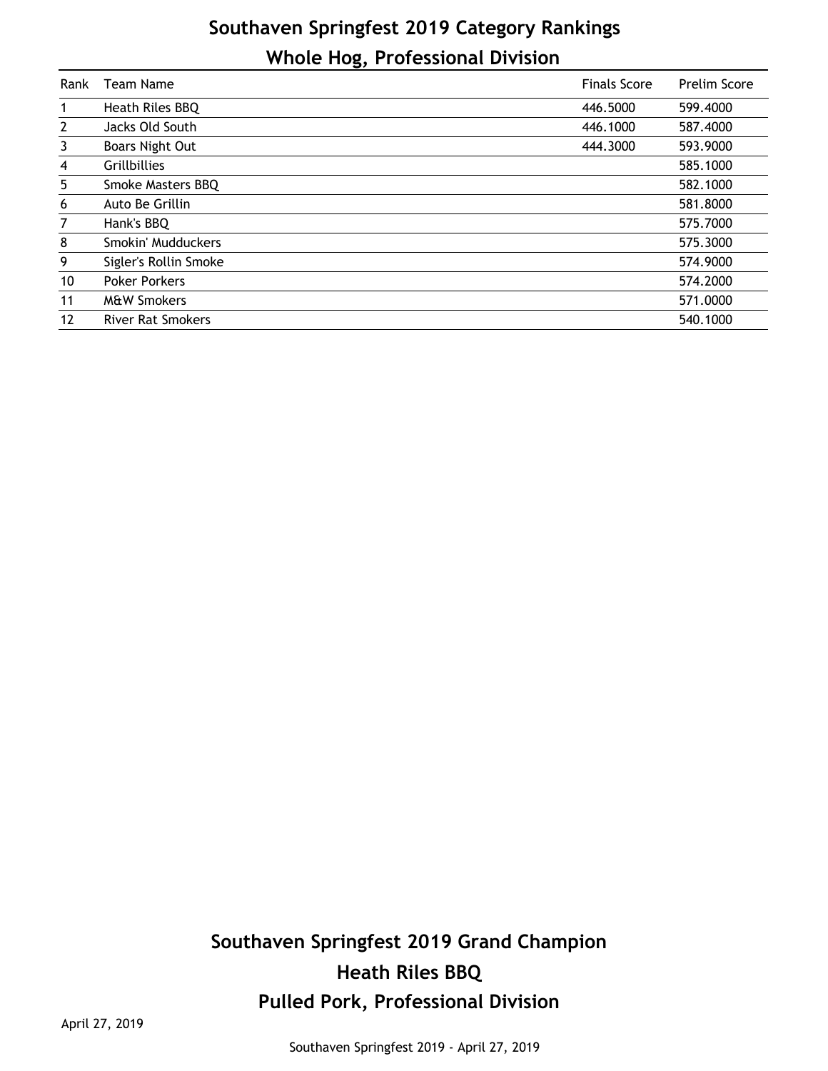# Southaven Springfest 2019 Category Rankings

## Whole Hog, Professional Division

| Rank | Team Name | Finals Score | Prelim Score |
|---|---|---|---|
| 1 | Heath Riles BBQ | 446.5000 | 599.4000 |
| 2 | Jacks Old South | 446.1000 | 587.4000 |
| 3 | Boars Night Out | 444.3000 | 593.9000 |
| 4 | Grillbillies | | 585.1000 |
| 5 | Smoke Masters BBQ | | 582.1000 |
| 6 | Auto Be Grillin | | 581.8000 |
| 7 | Hank's BBQ | | 575.7000 |
| 8 | Smokin' Mudduckers | | 575.3000 |
| 9 | Sigler's Rollin Smoke | | 574.9000 |
| 10 | Poker Porkers | | 574.2000 |
| 11 | M&W Smokers | | 571.0000 |
| 12 | River Rat Smokers | | 540.1000 |

## Southaven Springfest 2019 Grand Champion

## Heath Riles BBQ

## Pulled Pork, Professional Division

April 27, 2019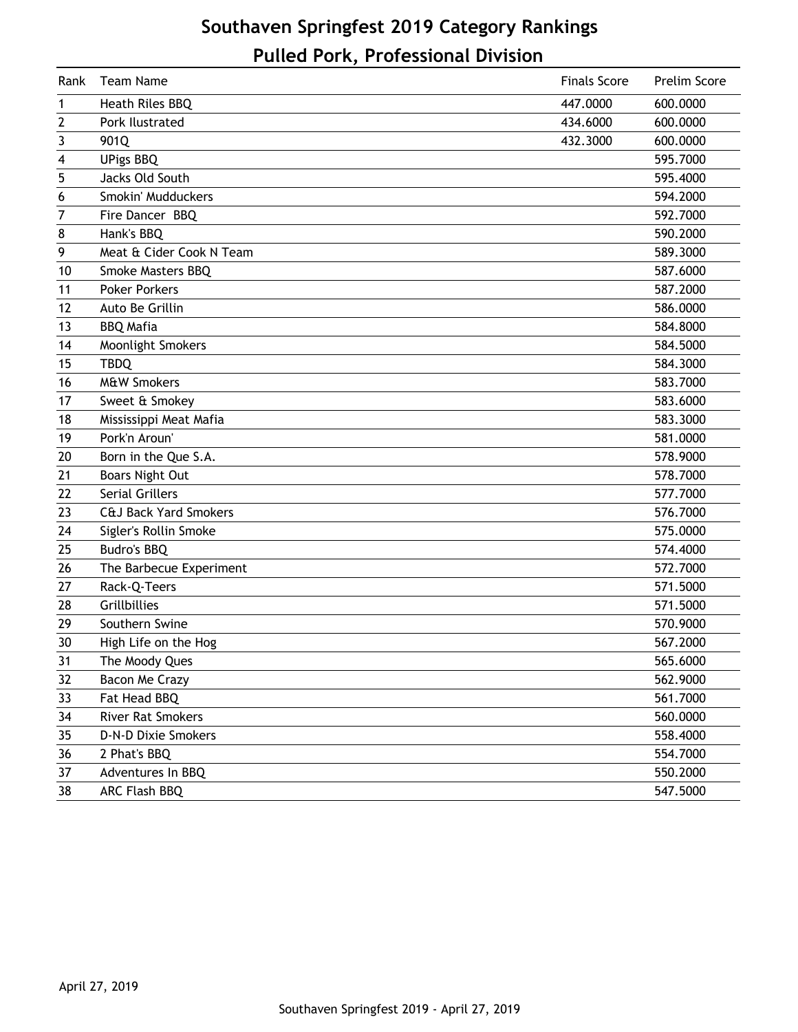# Southaven Springfest 2019 Category Rankings

## Pulled Pork, Professional Division

| Rank | Team Name | Finals Score | Prelim Score |
|---|---|---|---|
| 1 | Heath Riles BBQ | 447.0000 | 600.0000 |
| 2 | Pork Ilustrated | 434.6000 | 600.0000 |
| 3 | 901Q | 432.3000 | 600.0000 |
| 4 | UPigs BBQ | | 595.7000 |
| 5 | Jacks Old South | | 595.4000 |
| 6 | Smokin' Mudduckers | | 594.2000 |
| 7 | Fire Dancer BBQ | | 592.7000 |
| 8 | Hank's BBQ | | 590.2000 |
| 9 | Meat & Cider Cook N Team | | 589.3000 |
| 10 | Smoke Masters BBQ | | 587.6000 |
| 11 | Poker Porkers | | 587.2000 |
| 12 | Auto Be Grillin | | 586.0000 |
| 13 | BBQ Mafia | | 584.8000 |
| 14 | Moonlight Smokers | | 584.5000 |
| 15 | TBDQ | | 584.3000 |
| 16 | M&W Smokers | | 583.7000 |
| 17 | Sweet & Smokey | | 583.6000 |
| 18 | Mississippi Meat Mafia | | 583.3000 |
| 19 | Pork'n Aroun' | | 581.0000 |
| 20 | Born in the Que S.A. | | 578.9000 |
| 21 | Boars Night Out | | 578.7000 |
| 22 | Serial Grillers | | 577.7000 |
| 23 | C&J Back Yard Smokers | | 576.7000 |
| 24 | Sigler's Rollin Smoke | | 575.0000 |
| 25 | Budro's BBQ | | 574.4000 |
| 26 | The Barbecue Experiment | | 572.7000 |
| 27 | Rack-Q-Teers | | 571.5000 |
| 28 | Grillbillies | | 571.5000 |
| 29 | Southern Swine | | 570.9000 |
| 30 | High Life on the Hog | | 567.2000 |
| 31 | The Moody Ques | | 565.6000 |
| 32 | Bacon Me Crazy | | 562.9000 |
| 33 | Fat Head BBQ | | 561.7000 |
| 34 | River Rat Smokers | | 560.0000 |
| 35 | D-N-D Dixie Smokers | | 558.4000 |
| 36 | 2 Phat's BBQ | | 554.7000 |
| 37 | Adventures In BBQ | | 550.2000 |
| 38 | ARC Flash BBQ | | 547.5000 |

April 27, 2019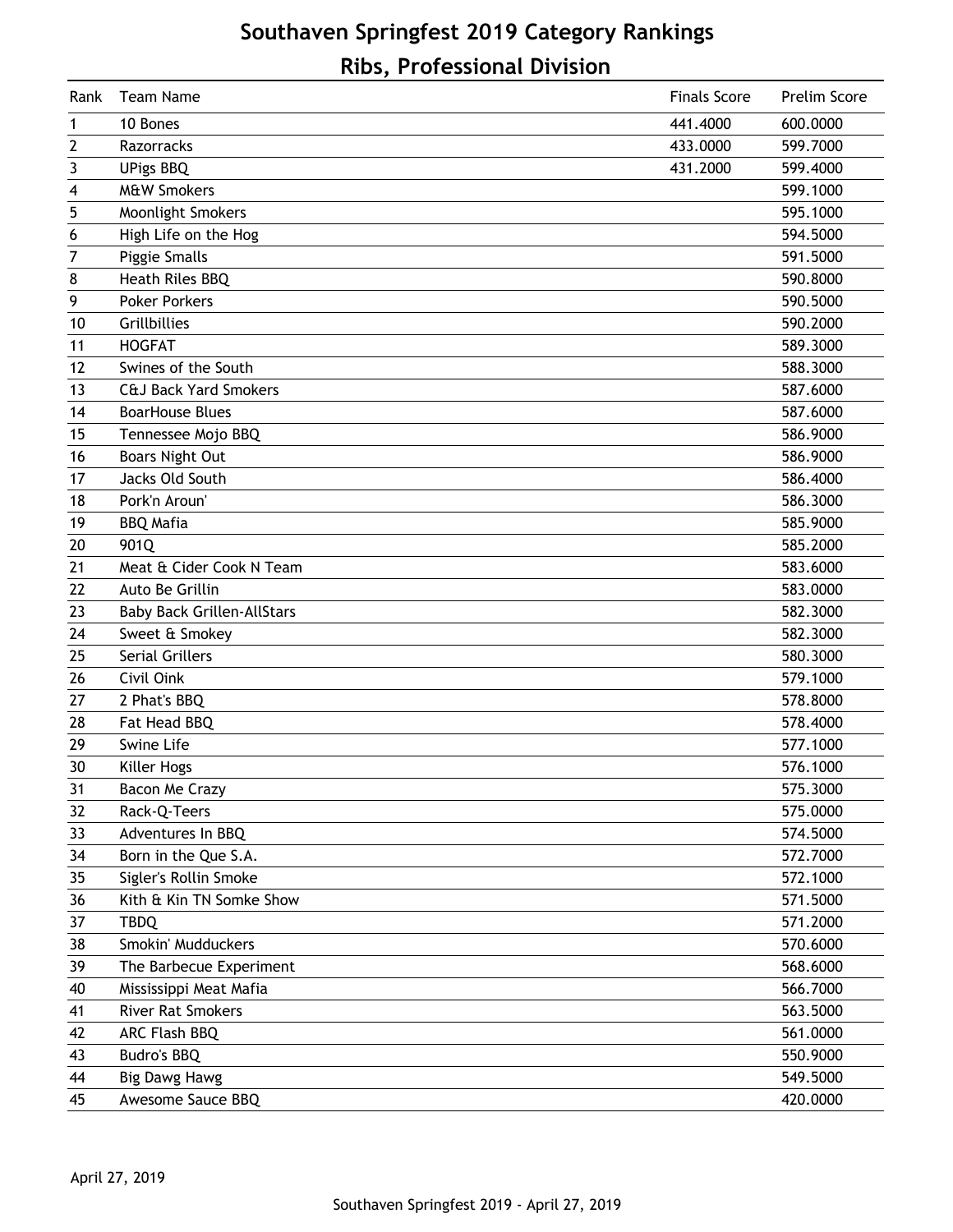# Southaven Springfest 2019 Category Rankings

## Ribs, Professional Division

| Rank | Team Name | Finals Score | Prelim Score |
|---|---|---|---|
| 1 | 10 Bones | 441.4000 | 600.0000 |
| 2 | Razorracks | 433.0000 | 599.7000 |
| 3 | UPigs BBQ | 431.2000 | 599.4000 |
| 4 | M&W Smokers | | 599.1000 |
| 5 | Moonlight Smokers | | 595.1000 |
| 6 | High Life on the Hog | | 594.5000 |
| 7 | Piggie Smalls | | 591.5000 |
| 8 | Heath Riles BBQ | | 590.8000 |
| 9 | Poker Porkers | | 590.5000 |
| 10 | Grillbillies | | 590.2000 |
| 11 | HOGFAT | | 589.3000 |
| 12 | Swines of the South | | 588.3000 |
| 13 | C&J Back Yard Smokers | | 587.6000 |
| 14 | BoarHouse Blues | | 587.6000 |
| 15 | Tennessee Mojo BBQ | | 586.9000 |
| 16 | Boars Night Out | | 586.9000 |
| 17 | Jacks Old South | | 586.4000 |
| 18 | Pork'n Aroun' | | 586.3000 |
| 19 | BBQ Mafia | | 585.9000 |
| 20 | 901Q | | 585.2000 |
| 21 | Meat & Cider Cook N Team | | 583.6000 |
| 22 | Auto Be Grillin | | 583.0000 |
| 23 | Baby Back Grillen-AllStars | | 582.3000 |
| 24 | Sweet & Smokey | | 582.3000 |
| 25 | Serial Grillers | | 580.3000 |
| 26 | Civil Oink | | 579.1000 |
| 27 | 2 Phat's BBQ | | 578.8000 |
| 28 | Fat Head BBQ | | 578.4000 |
| 29 | Swine Life | | 577.1000 |
| 30 | Killer Hogs | | 576.1000 |
| 31 | Bacon Me Crazy | | 575.3000 |
| 32 | Rack-Q-Teers | | 575.0000 |
| 33 | Adventures In BBQ | | 574.5000 |
| 34 | Born in the Que S.A. | | 572.7000 |
| 35 | Sigler's Rollin Smoke | | 572.1000 |
| 36 | Kith & Kin TN Somke Show | | 571.5000 |
| 37 | TBDQ | | 571.2000 |
| 38 | Smokin' Mudduckers | | 570.6000 |
| 39 | The Barbecue Experiment | | 568.6000 |
| 40 | Mississippi Meat Mafia | | 566.7000 |
| 41 | River Rat Smokers | | 563.5000 |
| 42 | ARC Flash BBQ | | 561.0000 |
| 43 | Budro's BBQ | | 550.9000 |
| 44 | Big Dawg Hawg | | 549.5000 |
| 45 | Awesome Sauce BBQ | | 420.0000 |

April 27, 2019